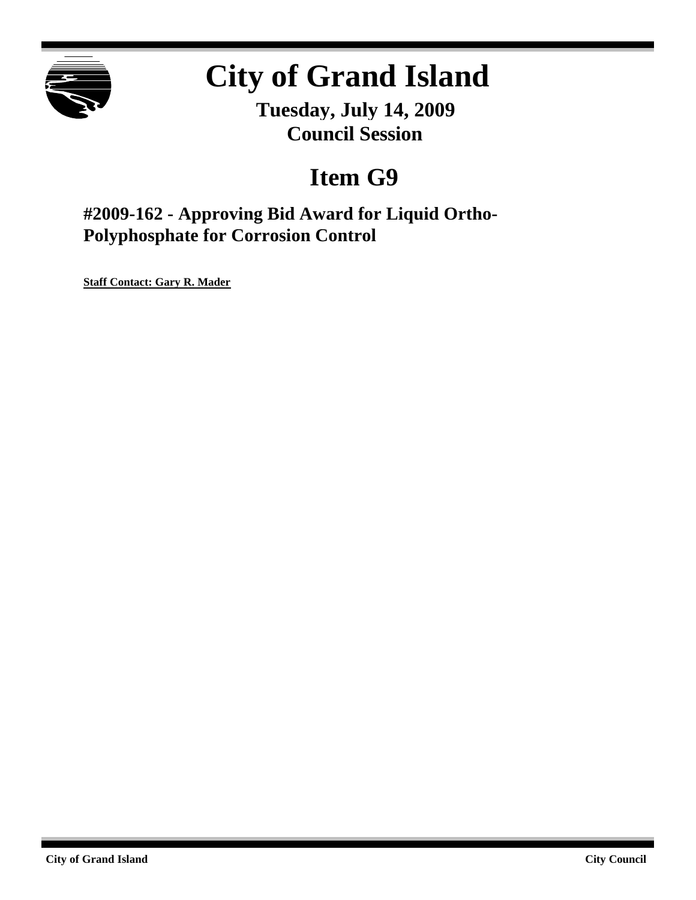# City of Grand Island

**Tuesday, July 14, 2009**
**Council Session**

## Item G9

### #2009-162 - Approving Bid Award for Liquid Ortho-Polyphosphate for Corrosion Control

**Staff Contact: Gary R. Mader**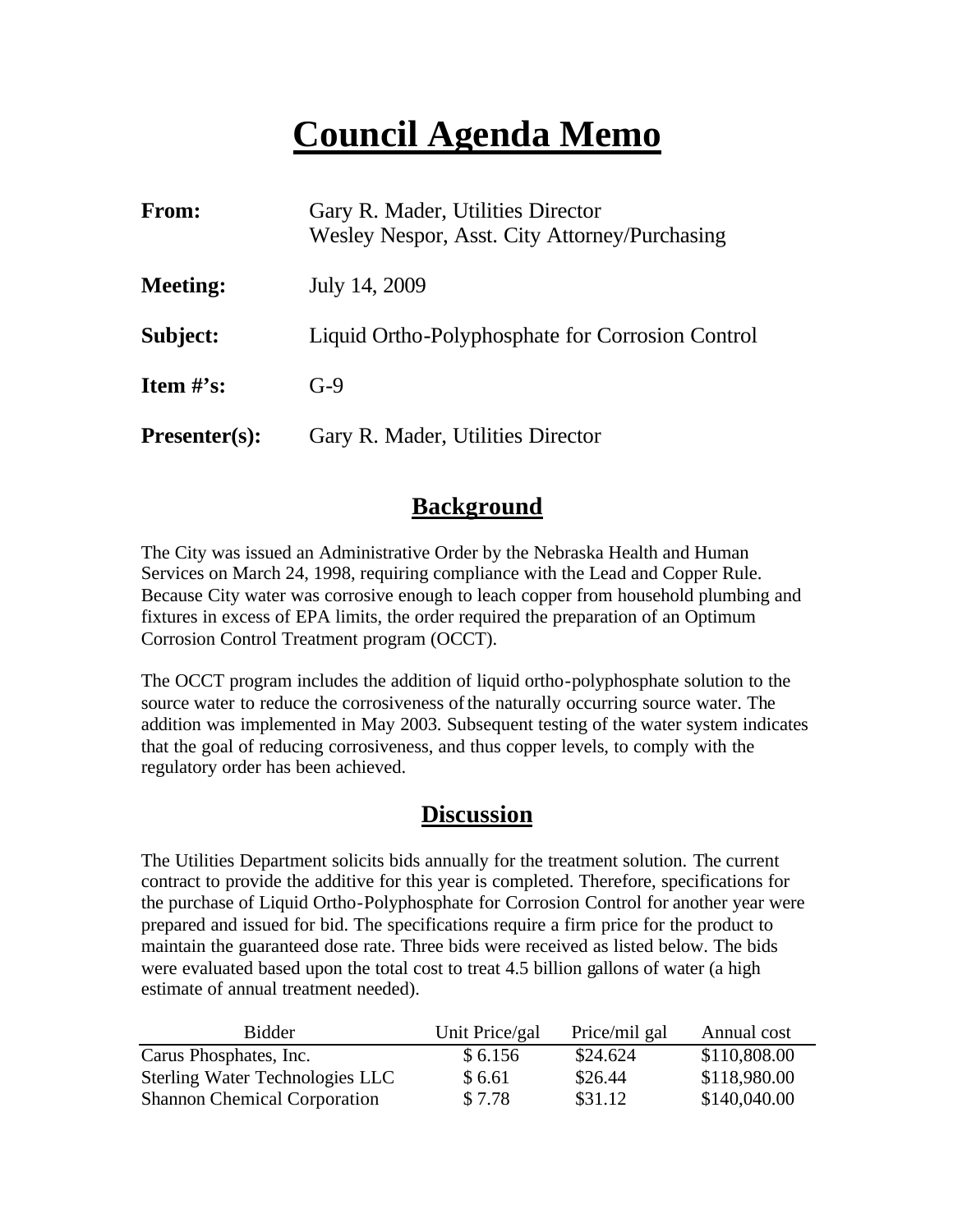# Council Agenda Memo

| | |
|---|---|
| **From:** | Gary R. Mader, Utilities Director<br>Wesley Nespor, Asst. City Attorney/Purchasing |
| **Meeting:** | July 14, 2009 |
| **Subject:** | Liquid Ortho-Polyphosphate for Corrosion Control |
| **Item #'s:** | G-9 |
| **Presenter(s):** | Gary R. Mader, Utilities Director |

## Background

The City was issued an Administrative Order by the Nebraska Health and Human Services on March 24, 1998, requiring compliance with the Lead and Copper Rule. Because City water was corrosive enough to leach copper from household plumbing and fixtures in excess of EPA limits, the order required the preparation of an Optimum Corrosion Control Treatment program (OCCT).

The OCCT program includes the addition of liquid ortho-polyphosphate solution to the source water to reduce the corrosiveness of the naturally occurring source water. The addition was implemented in May 2003. Subsequent testing of the water system indicates that the goal of reducing corrosiveness, and thus copper levels, to comply with the regulatory order has been achieved.

## Discussion

The Utilities Department solicits bids annually for the treatment solution. The current contract to provide the additive for this year is completed. Therefore, specifications for the purchase of Liquid Ortho-Polyphosphate for Corrosion Control for another year were prepared and issued for bid. The specifications require a firm price for the product to maintain the guaranteed dose rate. Three bids were received as listed below. The bids were evaluated based upon the total cost to treat 4.5 billion gallons of water (a high estimate of annual treatment needed).

| Bidder | Unit Price/gal | Price/mil gal | Annual cost |
|---|---|---|---|
| Carus Phosphates, Inc. | $ 6.156 | $24.624 | $110,808.00 |
| Sterling Water Technologies LLC | $ 6.61 | $26.44 | $118,980.00 |
| Shannon Chemical Corporation | $ 7.78 | $31.12 | $140,040.00 |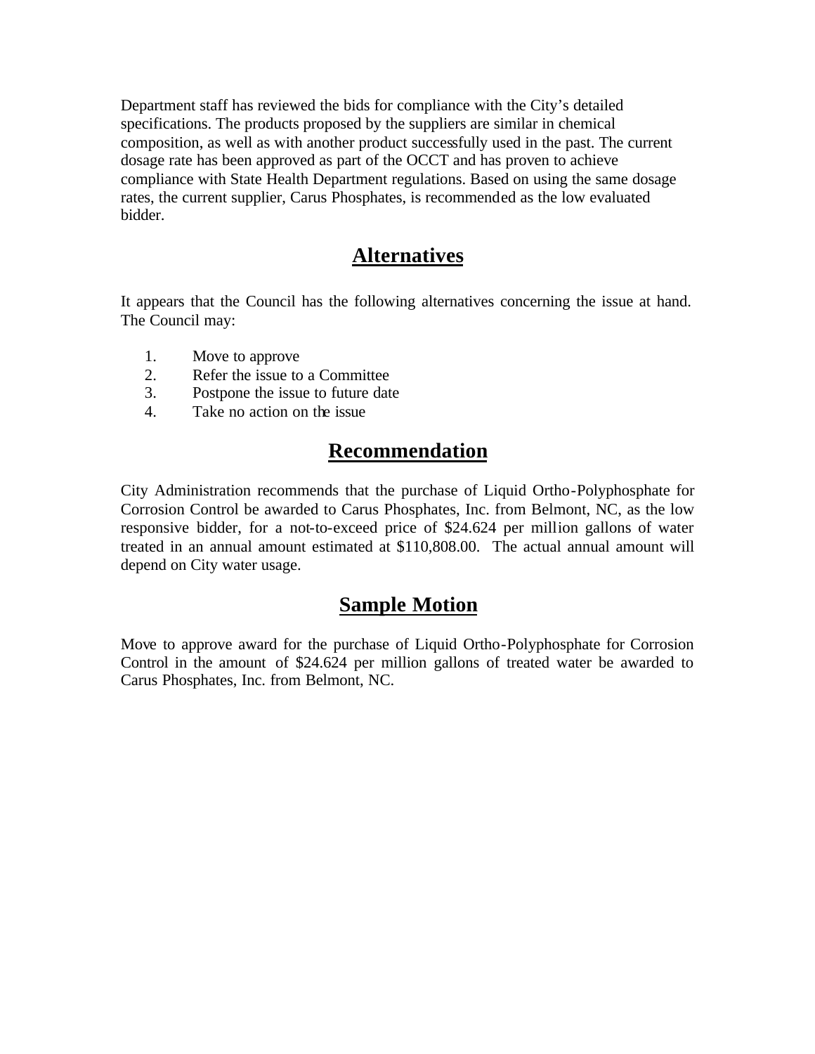Department staff has reviewed the bids for compliance with the City's detailed specifications. The products proposed by the suppliers are similar in chemical composition, as well as with another product successfully used in the past. The current dosage rate has been approved as part of the OCCT and has proven to achieve compliance with State Health Department regulations. Based on using the same dosage rates, the current supplier, Carus Phosphates, is recommended as the low evaluated bidder.

## Alternatives

It appears that the Council has the following alternatives concerning the issue at hand. The Council may:

1. Move to approve
2. Refer the issue to a Committee
3. Postpone the issue to future date
4. Take no action on the issue

## Recommendation

City Administration recommends that the purchase of Liquid Ortho-Polyphosphate for Corrosion Control be awarded to Carus Phosphates, Inc. from Belmont, NC, as the low responsive bidder, for a not-to-exceed price of $24.624 per million gallons of water treated in an annual amount estimated at $110,808.00. The actual annual amount will depend on City water usage.

## Sample Motion

Move to approve award for the purchase of Liquid Ortho-Polyphosphate for Corrosion Control in the amount of $24.624 per million gallons of treated water be awarded to Carus Phosphates, Inc. from Belmont, NC.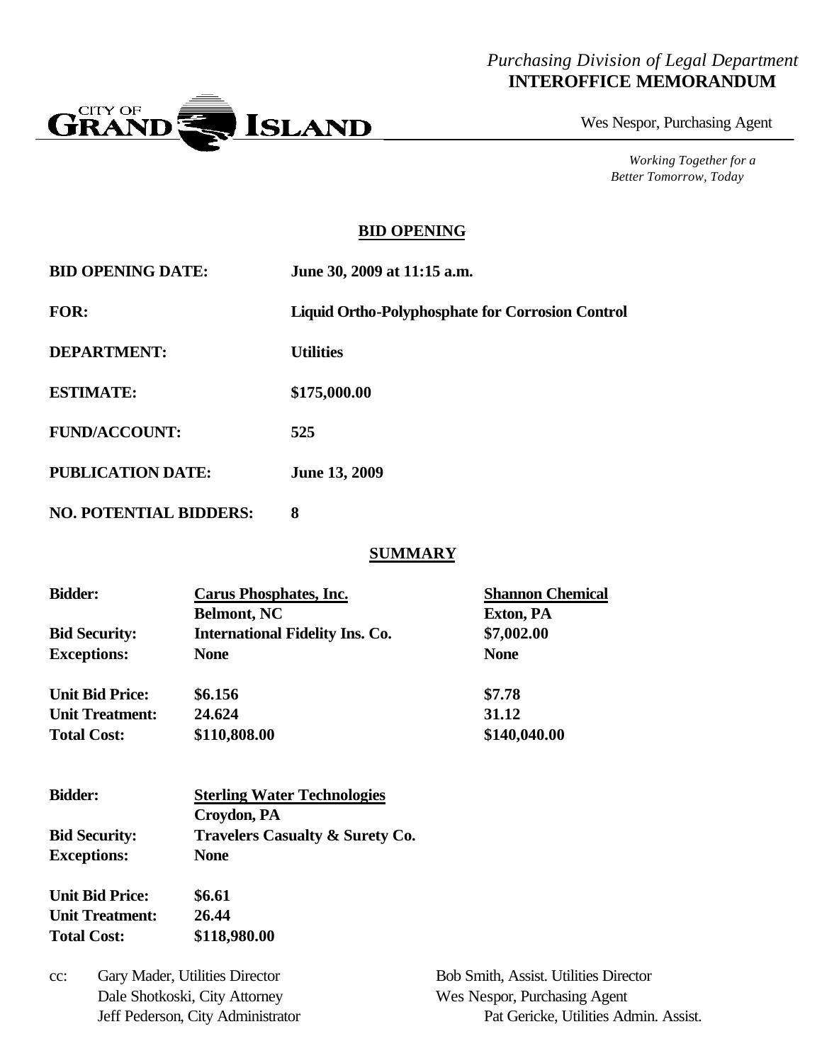*Purchasing Division of Legal Department*
**INTEROFFICE MEMORANDUM**

CITY OF GRAND ISLAND

Wes Nespor, Purchasing Agent

*Working Together for a Better Tomorrow, Today*

## BID OPENING

| | |
|---|---|
| **BID OPENING DATE:** | **June 30, 2009 at 11:15 a.m.** |
| **FOR:** | **Liquid Ortho-Polyphosphate for Corrosion Control** |
| **DEPARTMENT:** | **Utilities** |
| **ESTIMATE:** | **\$175,000.00** |
| **FUND/ACCOUNT:** | **525** |
| **PUBLICATION DATE:** | **June 13, 2009** |
| **NO. POTENTIAL BIDDERS:** | **8** |

## SUMMARY

| | | |
|---|---|---|
| **Bidder:** | **Carus Phosphates, Inc.** Belmont, NC | **Shannon Chemical** Exton, PA |
| **Bid Security:** | **International Fidelity Ins. Co.** | **\$7,002.00** |
| **Exceptions:** | **None** | **None** |
| **Unit Bid Price:** | **\$6.156** | **\$7.78** |
| **Unit Treatment:** | **24.624** | **31.12** |
| **Total Cost:** | **\$110,808.00** | **\$140,040.00** |

| | |
|---|---|
| **Bidder:** | **Sterling Water Technologies** Croydon, PA |
| **Bid Security:** | **Travelers Casualty & Surety Co.** |
| **Exceptions:** | **None** |
| **Unit Bid Price:** | **\$6.61** |
| **Unit Treatment:** | **26.44** |
| **Total Cost:** | **\$118,980.00** |

cc: Gary Mader, Utilities Director
Bob Smith, Assist. Utilities Director
Dale Shotkoski, City Attorney
Wes Nespor, Purchasing Agent
Jeff Pederson, City Administrator
Pat Gericke, Utilities Admin. Assist.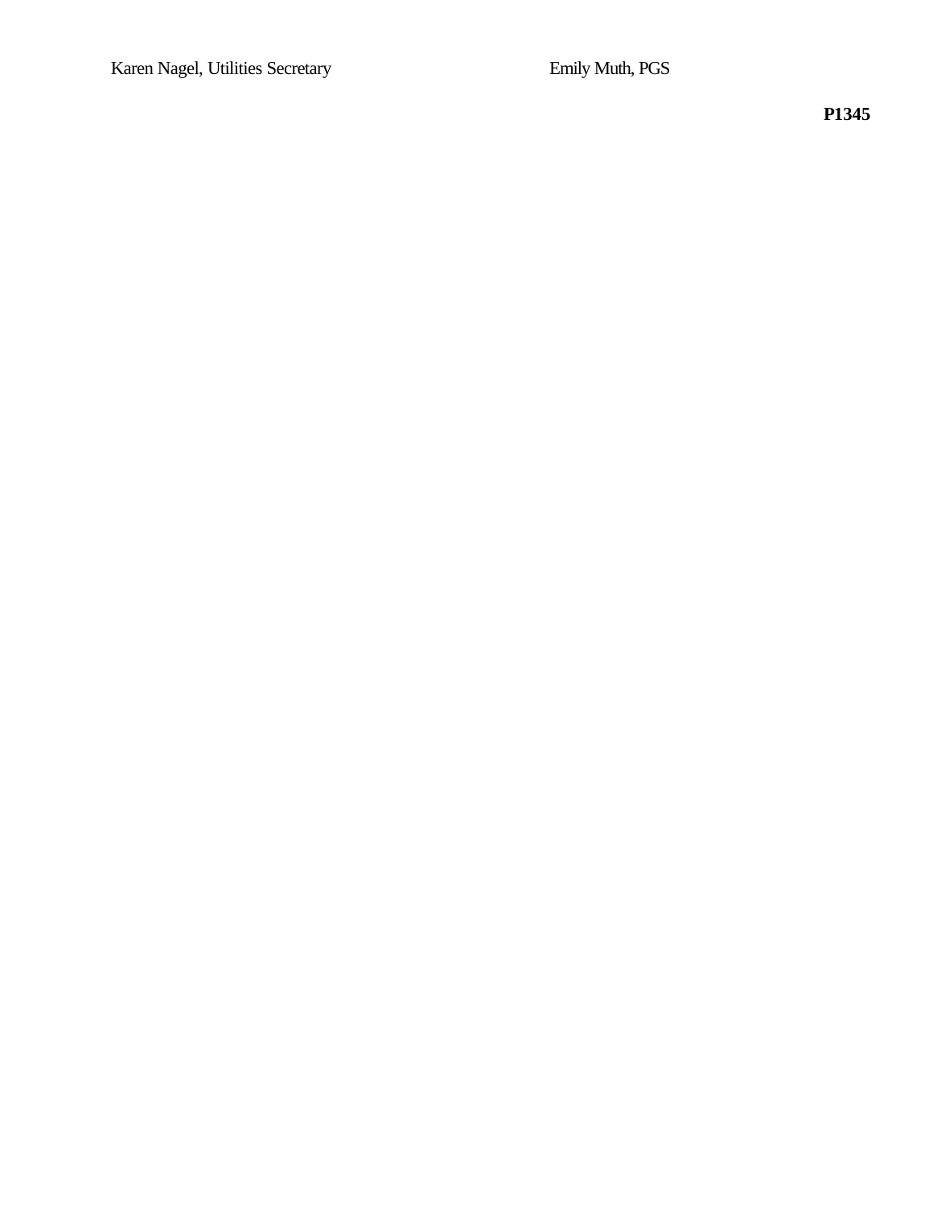Karen Nagel, Utilities Secretary Emily Muth, PGS

**P1345**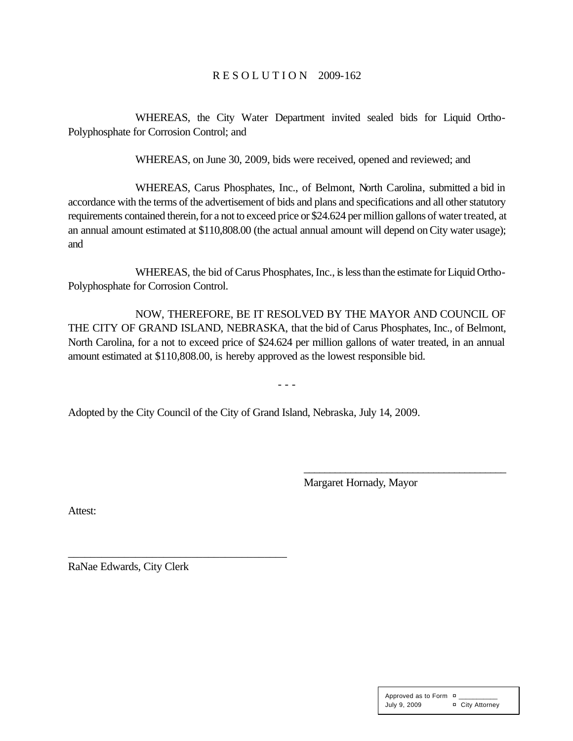# RESOLUTION 2009-162

WHEREAS, the City Water Department invited sealed bids for Liquid Ortho-Polyphosphate for Corrosion Control; and

WHEREAS, on June 30, 2009, bids were received, opened and reviewed; and

WHEREAS, Carus Phosphates, Inc., of Belmont, North Carolina, submitted a bid in accordance with the terms of the advertisement of bids and plans and specifications and all other statutory requirements contained therein, for a not to exceed price or $24.624 per million gallons of water treated, at an annual amount estimated at $110,808.00 (the actual annual amount will depend on City water usage); and

WHEREAS, the bid of Carus Phosphates, Inc., is less than the estimate for Liquid Ortho-Polyphosphate for Corrosion Control.

NOW, THEREFORE, BE IT RESOLVED BY THE MAYOR AND COUNCIL OF THE CITY OF GRAND ISLAND, NEBRASKA, that the bid of Carus Phosphates, Inc., of Belmont, North Carolina, for a not to exceed price of $24.624 per million gallons of water treated, in an annual amount estimated at $110,808.00, is hereby approved as the lowest responsible bid.

- - -

Adopted by the City Council of the City of Grand Island, Nebraska, July 14, 2009.

_____________________________________
Margaret Hornady, Mayor

Attest:

_______________________________________
RaNae Edwards, City Clerk

Approved as to Form ¤ ___________
July 9, 2009 ¤ City Attorney